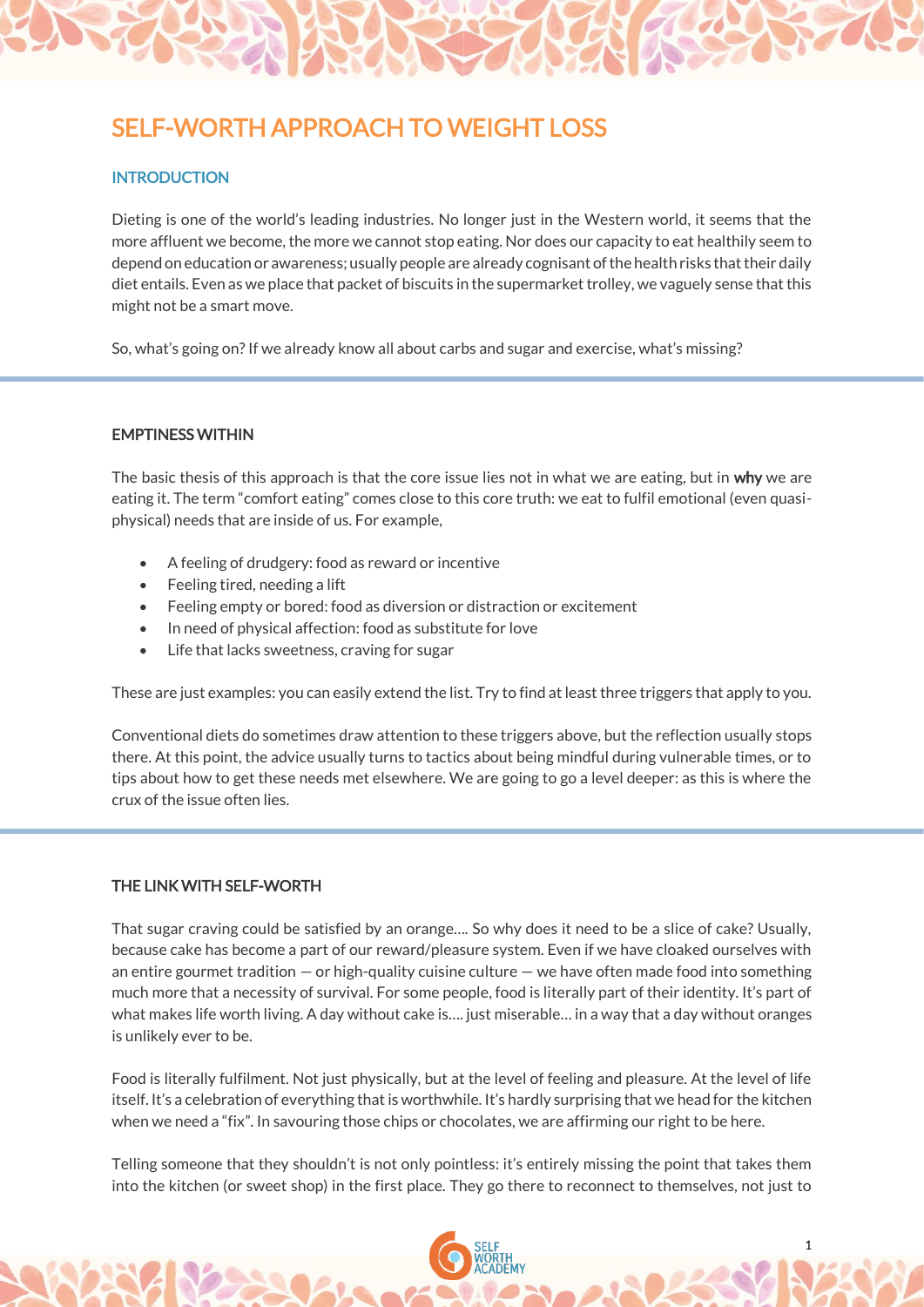# SELF-WORTH APPROACH TO WEIGHT LOSS

## INTRODUCTION

Dieting is one of the world's leading industries. No longer just in the Western world, it seems that the more affluent we become, the more we cannot stop eating. Nor does our capacity to eat healthily seem to depend on education or awareness; usually people are already cognisant of the health risks that their daily diet entails. Even as we place that packet of biscuits in the supermarket trolley, we vaguely sense that this might not be a smart move.

So, what's going on? If we already know all about carbs and sugar and exercise, what's missing?

## EMPTINESS WITHIN

The basic thesis of this approach is that the core issue lies not in what we are eating, but in **why** we are eating it. The term "comfort eating" comes close to this core truth: we eat to fulfil emotional (even quasi-physical) needs that are inside of us. For example,

- A feeling of drudgery: food as reward or incentive
- Feeling tired, needing a lift
- Feeling empty or bored: food as diversion or distraction or excitement
- In need of physical affection: food as substitute for love
- Life that lacks sweetness, craving for sugar

These are just examples: you can easily extend the list. Try to find at least three triggers that apply to you.

Conventional diets do sometimes draw attention to these triggers above, but the reflection usually stops there. At this point, the advice usually turns to tactics about being mindful during vulnerable times, or to tips about how to get these needs met elsewhere. We are going to go a level deeper: as this is where the crux of the issue often lies.

## THE LINK WITH SELF-WORTH

That sugar craving could be satisfied by an orange…. So why does it need to be a slice of cake? Usually, because cake has become a part of our reward/pleasure system. Even if we have cloaked ourselves with an entire gourmet tradition — or high-quality cuisine culture — we have often made food into something much more that a necessity of survival. For some people, food is literally part of their identity. It's part of what makes life worth living. A day without cake is…. just miserable… in a way that a day without oranges is unlikely ever to be.

Food is literally fulfilment. Not just physically, but at the level of feeling and pleasure. At the level of life itself. It's a celebration of everything that is worthwhile. It's hardly surprising that we head for the kitchen when we need a "fix". In savouring those chips or chocolates, we are affirming our right to be here.

Telling someone that they shouldn't is not only pointless: it's entirely missing the point that takes them into the kitchen (or sweet shop) in the first place. They go there to reconnect to themselves, not just to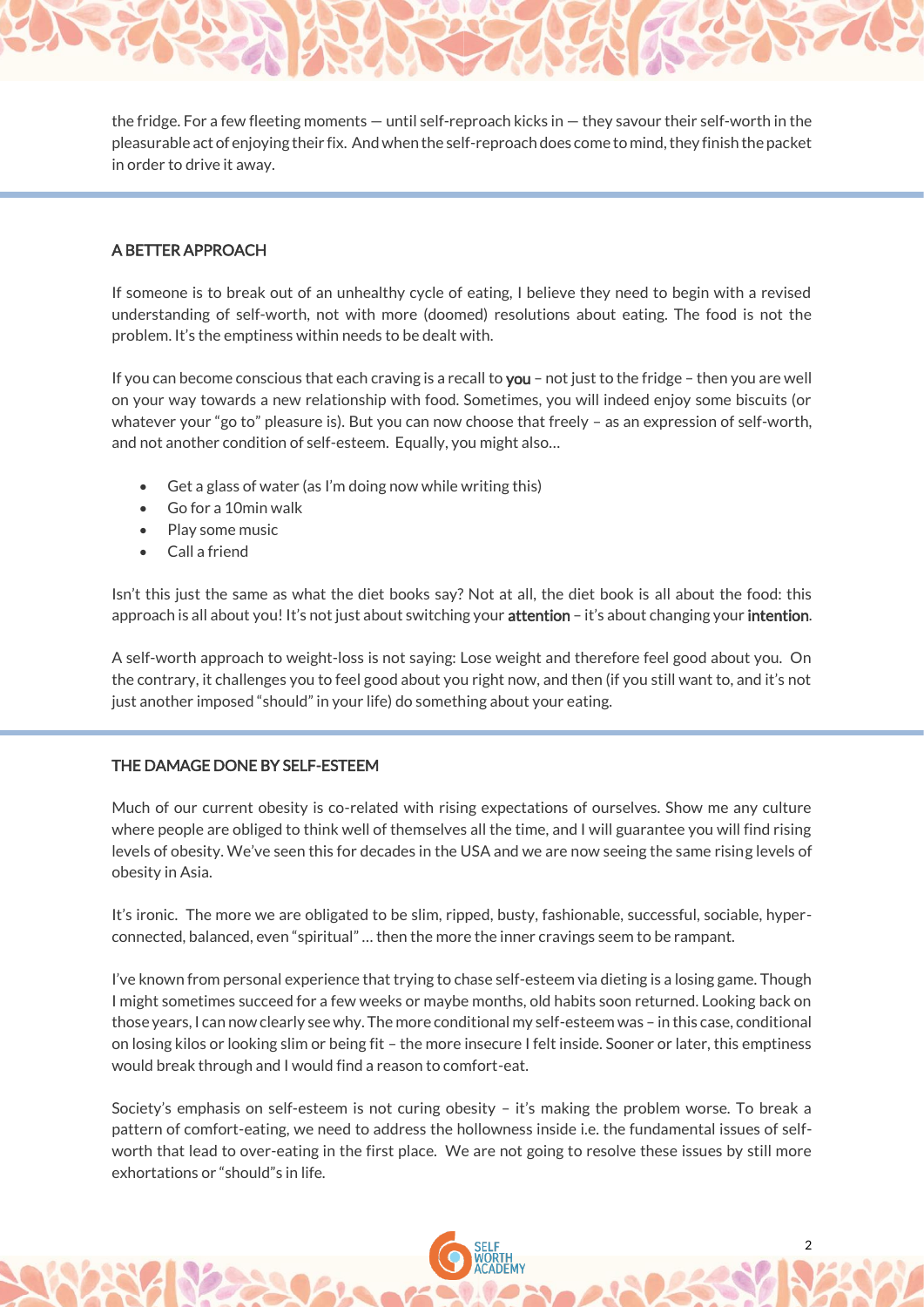the fridge. For a few fleeting moments — until self-reproach kicks in — they savour their self-worth in the pleasurable act of enjoying their fix. And when the self-reproach does come to mind, they finish the packet in order to drive it away.

## A BETTER APPROACH

If someone is to break out of an unhealthy cycle of eating, I believe they need to begin with a revised understanding of self-worth, not with more (doomed) resolutions about eating. The food is not the problem. It's the emptiness within needs to be dealt with.

If you can become conscious that each craving is a recall to **you** – not just to the fridge – then you are well on your way towards a new relationship with food. Sometimes, you will indeed enjoy some biscuits (or whatever your "go to" pleasure is). But you can now choose that freely – as an expression of self-worth, and not another condition of self-esteem. Equally, you might also…

- Get a glass of water (as I'm doing now while writing this)
- Go for a 10min walk
- Play some music
- Call a friend

Isn't this just the same as what the diet books say? Not at all, the diet book is all about the food: this approach is all about you! It's not just about switching your **attention** – it's about changing your **intention**.

A self-worth approach to weight-loss is not saying: Lose weight and therefore feel good about you. On the contrary, it challenges you to feel good about you right now, and then (if you still want to, and it's not just another imposed "should" in your life) do something about your eating.

## THE DAMAGE DONE BY SELF-ESTEEM

Much of our current obesity is co-related with rising expectations of ourselves. Show me any culture where people are obliged to think well of themselves all the time, and I will guarantee you will find rising levels of obesity. We've seen this for decades in the USA and we are now seeing the same rising levels of obesity in Asia.

It's ironic. The more we are obligated to be slim, ripped, busty, fashionable, successful, sociable, hyper-connected, balanced, even "spiritual" … then the more the inner cravings seem to be rampant.

I've known from personal experience that trying to chase self-esteem via dieting is a losing game. Though I might sometimes succeed for a few weeks or maybe months, old habits soon returned. Looking back on those years, I can now clearly see why. The more conditional my self-esteem was – in this case, conditional on losing kilos or looking slim or being fit – the more insecure I felt inside. Sooner or later, this emptiness would break through and I would find a reason to comfort-eat.

Society's emphasis on self-esteem is not curing obesity – it's making the problem worse. To break a pattern of comfort-eating, we need to address the hollowness inside i.e. the fundamental issues of self-worth that lead to over-eating in the first place. We are not going to resolve these issues by still more exhortations or "should"s in life.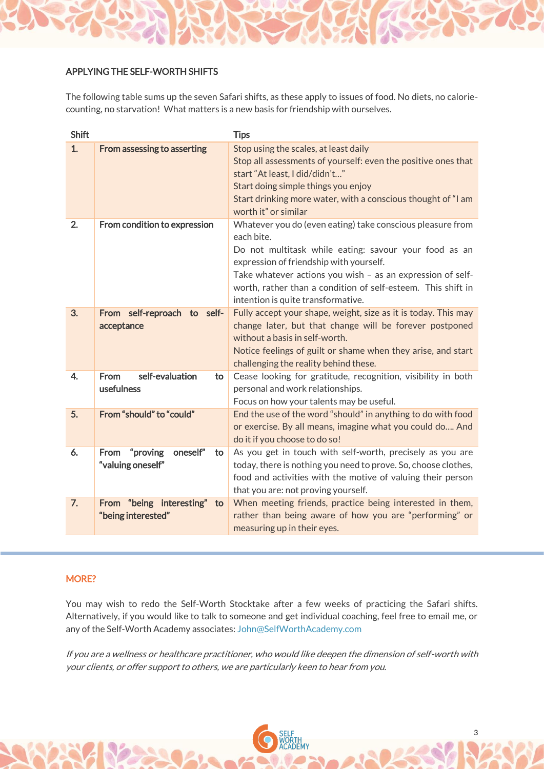## APPLYING THE SELF-WORTH SHIFTS

The following table sums up the seven Safari shifts, as these apply to issues of food. No diets, no calorie-counting, no starvation! What matters is a new basis for friendship with ourselves.

| Shift | | Tips |
|---|---|---|
| 1. | **From assessing to asserting** | Stop using the scales, at least daily<br>Stop all assessments of yourself: even the positive ones that start "At least, I did/didn't…"<br>Start doing simple things you enjoy<br>Start drinking more water, with a conscious thought of "I am worth it" or similar |
| 2. | **From condition to expression** | Whatever you do (even eating) take conscious pleasure from each bite.<br>Do not multitask while eating: savour your food as an expression of friendship with yourself.<br>Take whatever actions you wish – as an expression of self-worth, rather than a condition of self-esteem. This shift in intention is quite transformative. |
| 3. | **From self-reproach to self-acceptance** | Fully accept your shape, weight, size as it is today. This may change later, but that change will be forever postponed without a basis in self-worth.<br>Notice feelings of guilt or shame when they arise, and start challenging the reality behind these. |
| 4. | **From self-evaluation to usefulness** | Cease looking for gratitude, recognition, visibility in both personal and work relationships.<br>Focus on how your talents may be useful. |
| 5. | **From "should" to "could"** | End the use of the word "should" in anything to do with food or exercise. By all means, imagine what you could do…. And do it if you choose to do so! |
| 6. | **From "proving oneself" to "valuing oneself"** | As you get in touch with self-worth, precisely as you are today, there is nothing you need to prove. So, choose clothes, food and activities with the motive of valuing their person that you are: not proving yourself. |
| 7. | **From "being interesting" to "being interested"** | When meeting friends, practice being interested in them, rather than being aware of how you are "performing" or measuring up in their eyes. |

## MORE?

You may wish to redo the Self-Worth Stocktake after a few weeks of practicing the Safari shifts. Alternatively, if you would like to talk to someone and get individual coaching, feel free to email me, or any of the Self-Worth Academy associates: John@SelfWorthAcademy.com

*If you are a wellness or healthcare practitioner, who would like deepen the dimension of self-worth with your clients, or offer support to others, we are particularly keen to hear from you.*